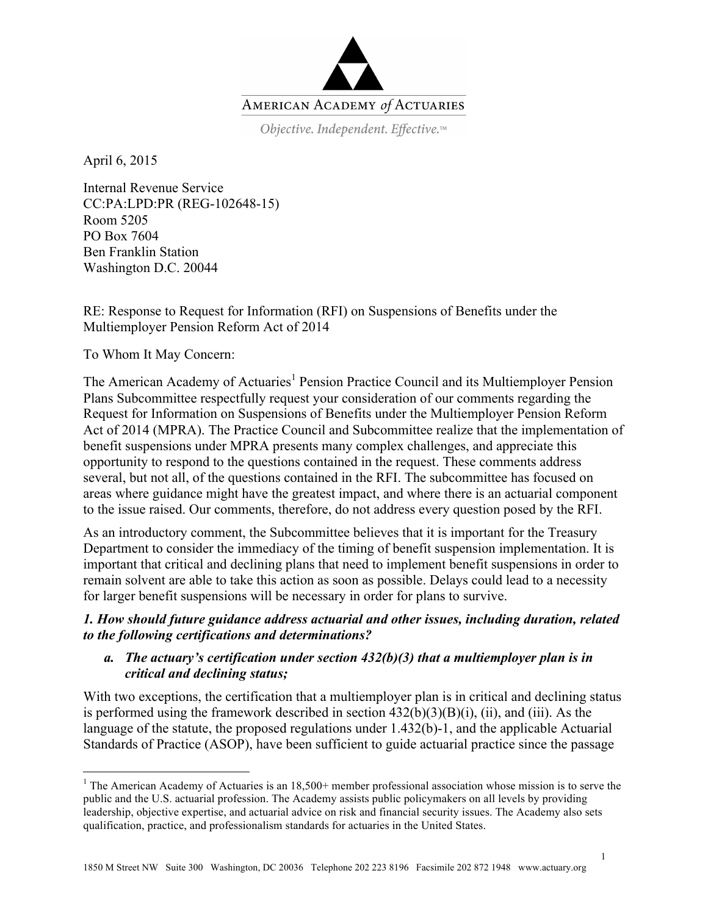AMERICAN ACADEMY *of* ACTUARIES

*Objective. Independent. Effective.™*

April 6, 2015

Internal Revenue Service
CC:PA:LPD:PR (REG-102648-15)
Room 5205
PO Box 7604
Ben Franklin Station
Washington D.C. 20044

RE: Response to Request for Information (RFI) on Suspensions of Benefits under the Multiemployer Pension Reform Act of 2014

To Whom It May Concern:

The American Academy of Actuaries[1] Pension Practice Council and its Multiemployer Pension Plans Subcommittee respectfully request your consideration of our comments regarding the Request for Information on Suspensions of Benefits under the Multiemployer Pension Reform Act of 2014 (MPRA). The Practice Council and Subcommittee realize that the implementation of benefit suspensions under MPRA presents many complex challenges, and appreciate this opportunity to respond to the questions contained in the request. These comments address several, but not all, of the questions contained in the RFI. The subcommittee has focused on areas where guidance might have the greatest impact, and where there is an actuarial component to the issue raised. Our comments, therefore, do not address every question posed by the RFI.

As an introductory comment, the Subcommittee believes that it is important for the Treasury Department to consider the immediacy of the timing of benefit suspension implementation. It is important that critical and declining plans that need to implement benefit suspensions in order to remain solvent are able to take this action as soon as possible. Delays could lead to a necessity for larger benefit suspensions will be necessary in order for plans to survive.

***1. How should future guidance address actuarial and other issues, including duration, related to the following certifications and determinations?***

***a. The actuary's certification under section 432(b)(3) that a multiemployer plan is in critical and declining status;***

With two exceptions, the certification that a multiemployer plan is in critical and declining status is performed using the framework described in section 432(b)(3)(B)(i), (ii), and (iii). As the language of the statute, the proposed regulations under 1.432(b)-1, and the applicable Actuarial Standards of Practice (ASOP), have been sufficient to guide actuarial practice since the passage

[1] The American Academy of Actuaries is an 18,500+ member professional association whose mission is to serve the public and the U.S. actuarial profession. The Academy assists public policymakers on all levels by providing leadership, objective expertise, and actuarial advice on risk and financial security issues. The Academy also sets qualification, practice, and professionalism standards for actuaries in the United States.

1850 M Street NW Suite 300 Washington, DC 20036 Telephone 202 223 8196 Facsimile 202 872 1948 www.actuary.org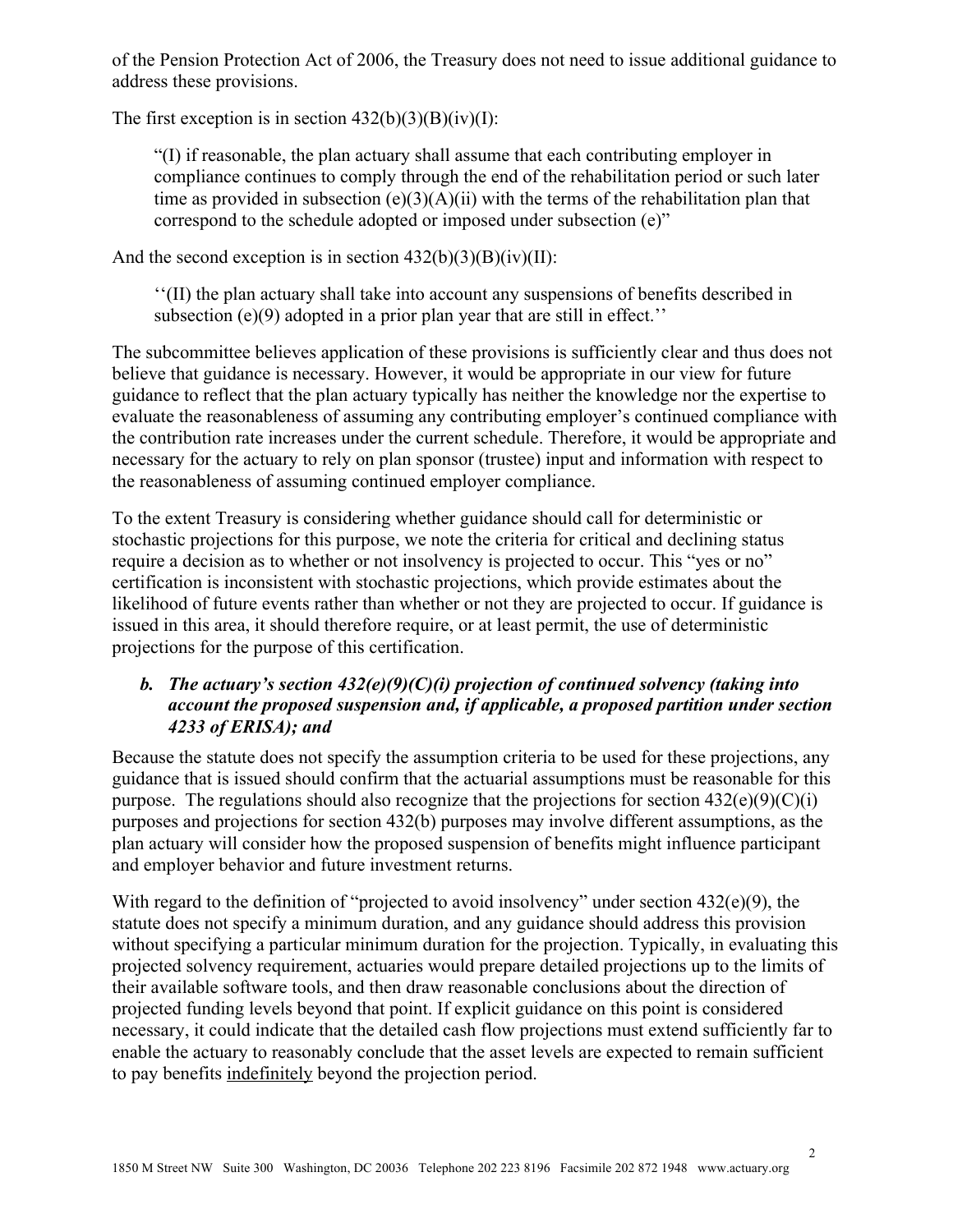of the Pension Protection Act of 2006, the Treasury does not need to issue additional guidance to address these provisions.

The first exception is in section 432(b)(3)(B)(iv)(I):

> "(I) if reasonable, the plan actuary shall assume that each contributing employer in compliance continues to comply through the end of the rehabilitation period or such later time as provided in subsection (e)(3)(A)(ii) with the terms of the rehabilitation plan that correspond to the schedule adopted or imposed under subsection (e)"

And the second exception is in section 432(b)(3)(B)(iv)(II):

> ''(II) the plan actuary shall take into account any suspensions of benefits described in subsection (e)(9) adopted in a prior plan year that are still in effect.''

The subcommittee believes application of these provisions is sufficiently clear and thus does not believe that guidance is necessary. However, it would be appropriate in our view for future guidance to reflect that the plan actuary typically has neither the knowledge nor the expertise to evaluate the reasonableness of assuming any contributing employer's continued compliance with the contribution rate increases under the current schedule. Therefore, it would be appropriate and necessary for the actuary to rely on plan sponsor (trustee) input and information with respect to the reasonableness of assuming continued employer compliance.

To the extent Treasury is considering whether guidance should call for deterministic or stochastic projections for this purpose, we note the criteria for critical and declining status require a decision as to whether or not insolvency is projected to occur. This "yes or no" certification is inconsistent with stochastic projections, which provide estimates about the likelihood of future events rather than whether or not they are projected to occur. If guidance is issued in this area, it should therefore require, or at least permit, the use of deterministic projections for the purpose of this certification.

### *b. The actuary's section 432(e)(9)(C)(i) projection of continued solvency (taking into account the proposed suspension and, if applicable, a proposed partition under section 4233 of ERISA); and*

Because the statute does not specify the assumption criteria to be used for these projections, any guidance that is issued should confirm that the actuarial assumptions must be reasonable for this purpose. The regulations should also recognize that the projections for section 432(e)(9)(C)(i) purposes and projections for section 432(b) purposes may involve different assumptions, as the plan actuary will consider how the proposed suspension of benefits might influence participant and employer behavior and future investment returns.

With regard to the definition of "projected to avoid insolvency" under section 432(e)(9), the statute does not specify a minimum duration, and any guidance should address this provision without specifying a particular minimum duration for the projection. Typically, in evaluating this projected solvency requirement, actuaries would prepare detailed projections up to the limits of their available software tools, and then draw reasonable conclusions about the direction of projected funding levels beyond that point. If explicit guidance on this point is considered necessary, it could indicate that the detailed cash flow projections must extend sufficiently far to enable the actuary to reasonably conclude that the asset levels are expected to remain sufficient to pay benefits <u>indefinitely</u> beyond the projection period.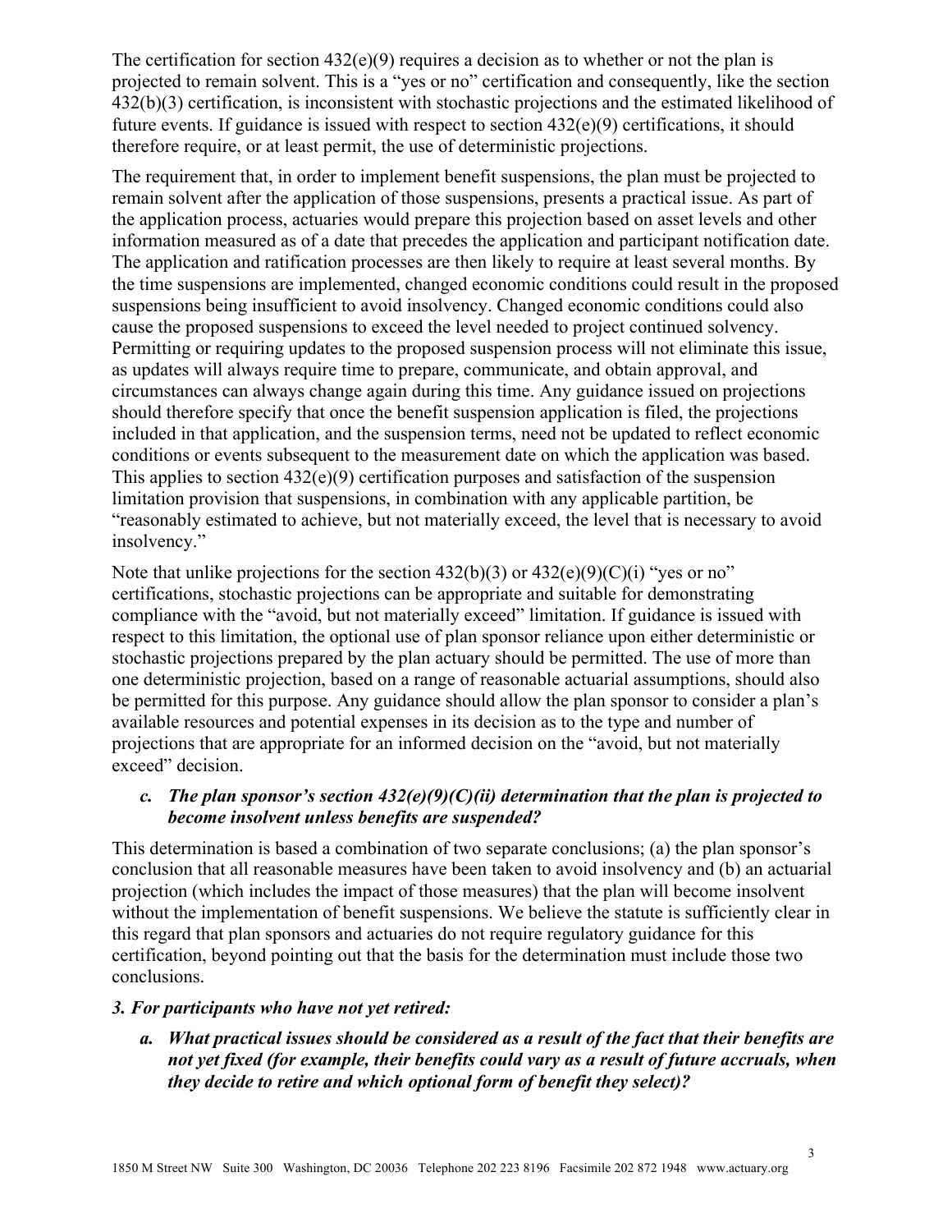The certification for section 432(e)(9) requires a decision as to whether or not the plan is projected to remain solvent. This is a "yes or no" certification and consequently, like the section 432(b)(3) certification, is inconsistent with stochastic projections and the estimated likelihood of future events. If guidance is issued with respect to section 432(e)(9) certifications, it should therefore require, or at least permit, the use of deterministic projections.

The requirement that, in order to implement benefit suspensions, the plan must be projected to remain solvent after the application of those suspensions, presents a practical issue. As part of the application process, actuaries would prepare this projection based on asset levels and other information measured as of a date that precedes the application and participant notification date. The application and ratification processes are then likely to require at least several months. By the time suspensions are implemented, changed economic conditions could result in the proposed suspensions being insufficient to avoid insolvency. Changed economic conditions could also cause the proposed suspensions to exceed the level needed to project continued solvency. Permitting or requiring updates to the proposed suspension process will not eliminate this issue, as updates will always require time to prepare, communicate, and obtain approval, and circumstances can always change again during this time. Any guidance issued on projections should therefore specify that once the benefit suspension application is filed, the projections included in that application, and the suspension terms, need not be updated to reflect economic conditions or events subsequent to the measurement date on which the application was based. This applies to section 432(e)(9) certification purposes and satisfaction of the suspension limitation provision that suspensions, in combination with any applicable partition, be "reasonably estimated to achieve, but not materially exceed, the level that is necessary to avoid insolvency."

Note that unlike projections for the section 432(b)(3) or 432(e)(9)(C)(i) "yes or no" certifications, stochastic projections can be appropriate and suitable for demonstrating compliance with the "avoid, but not materially exceed" limitation. If guidance is issued with respect to this limitation, the optional use of plan sponsor reliance upon either deterministic or stochastic projections prepared by the plan actuary should be permitted. The use of more than one deterministic projection, based on a range of reasonable actuarial assumptions, should also be permitted for this purpose. Any guidance should allow the plan sponsor to consider a plan's available resources and potential expenses in its decision as to the type and number of projections that are appropriate for an informed decision on the "avoid, but not materially exceed" decision.

***c. The plan sponsor's section 432(e)(9)(C)(ii) determination that the plan is projected to become insolvent unless benefits are suspended?***

This determination is based a combination of two separate conclusions; (a) the plan sponsor's conclusion that all reasonable measures have been taken to avoid insolvency and (b) an actuarial projection (which includes the impact of those measures) that the plan will become insolvent without the implementation of benefit suspensions. We believe the statute is sufficiently clear in this regard that plan sponsors and actuaries do not require regulatory guidance for this certification, beyond pointing out that the basis for the determination must include those two conclusions.

***3. For participants who have not yet retired:***

***a. What practical issues should be considered as a result of the fact that their benefits are not yet fixed (for example, their benefits could vary as a result of future accruals, when they decide to retire and which optional form of benefit they select)?***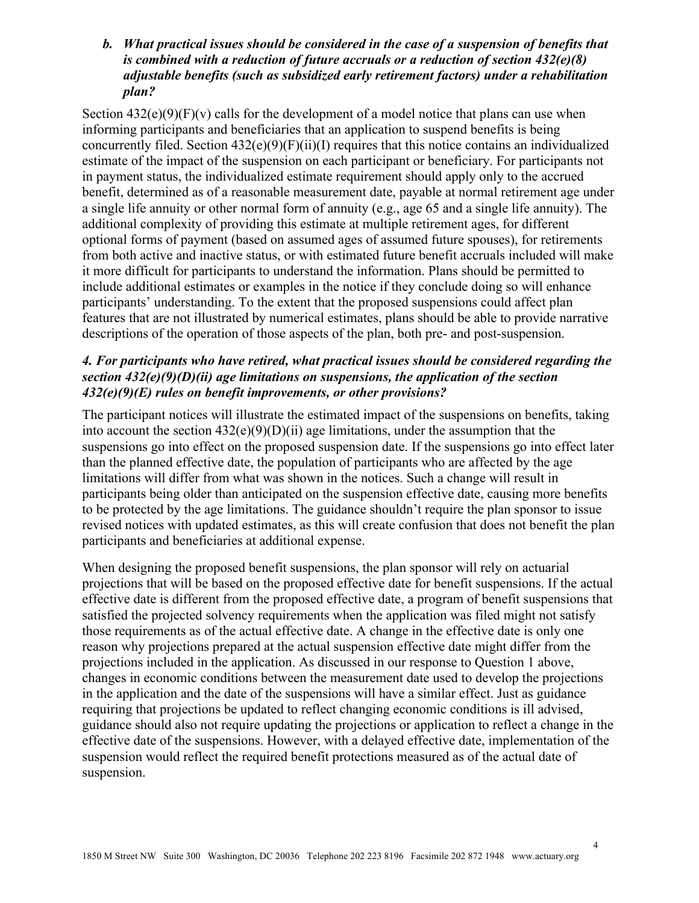### *b. What practical issues should be considered in the case of a suspension of benefits that is combined with a reduction of future accruals or a reduction of section 432(e)(8) adjustable benefits (such as subsidized early retirement factors) under a rehabilitation plan?*

Section 432(e)(9)(F)(v) calls for the development of a model notice that plans can use when informing participants and beneficiaries that an application to suspend benefits is being concurrently filed. Section 432(e)(9)(F)(ii)(I) requires that this notice contains an individualized estimate of the impact of the suspension on each participant or beneficiary. For participants not in payment status, the individualized estimate requirement should apply only to the accrued benefit, determined as of a reasonable measurement date, payable at normal retirement age under a single life annuity or other normal form of annuity (e.g., age 65 and a single life annuity). The additional complexity of providing this estimate at multiple retirement ages, for different optional forms of payment (based on assumed ages of assumed future spouses), for retirements from both active and inactive status, or with estimated future benefit accruals included will make it more difficult for participants to understand the information. Plans should be permitted to include additional estimates or examples in the notice if they conclude doing so will enhance participants' understanding. To the extent that the proposed suspensions could affect plan features that are not illustrated by numerical estimates, plans should be able to provide narrative descriptions of the operation of those aspects of the plan, both pre- and post-suspension.

### *4. For participants who have retired, what practical issues should be considered regarding the section 432(e)(9)(D)(ii) age limitations on suspensions, the application of the section 432(e)(9)(E) rules on benefit improvements, or other provisions?*

The participant notices will illustrate the estimated impact of the suspensions on benefits, taking into account the section 432(e)(9)(D)(ii) age limitations, under the assumption that the suspensions go into effect on the proposed suspension date. If the suspensions go into effect later than the planned effective date, the population of participants who are affected by the age limitations will differ from what was shown in the notices. Such a change will result in participants being older than anticipated on the suspension effective date, causing more benefits to be protected by the age limitations. The guidance shouldn't require the plan sponsor to issue revised notices with updated estimates, as this will create confusion that does not benefit the plan participants and beneficiaries at additional expense.

When designing the proposed benefit suspensions, the plan sponsor will rely on actuarial projections that will be based on the proposed effective date for benefit suspensions. If the actual effective date is different from the proposed effective date, a program of benefit suspensions that satisfied the projected solvency requirements when the application was filed might not satisfy those requirements as of the actual effective date. A change in the effective date is only one reason why projections prepared at the actual suspension effective date might differ from the projections included in the application. As discussed in our response to Question 1 above, changes in economic conditions between the measurement date used to develop the projections in the application and the date of the suspensions will have a similar effect. Just as guidance requiring that projections be updated to reflect changing economic conditions is ill advised, guidance should also not require updating the projections or application to reflect a change in the effective date of the suspensions. However, with a delayed effective date, implementation of the suspension would reflect the required benefit protections measured as of the actual date of suspension.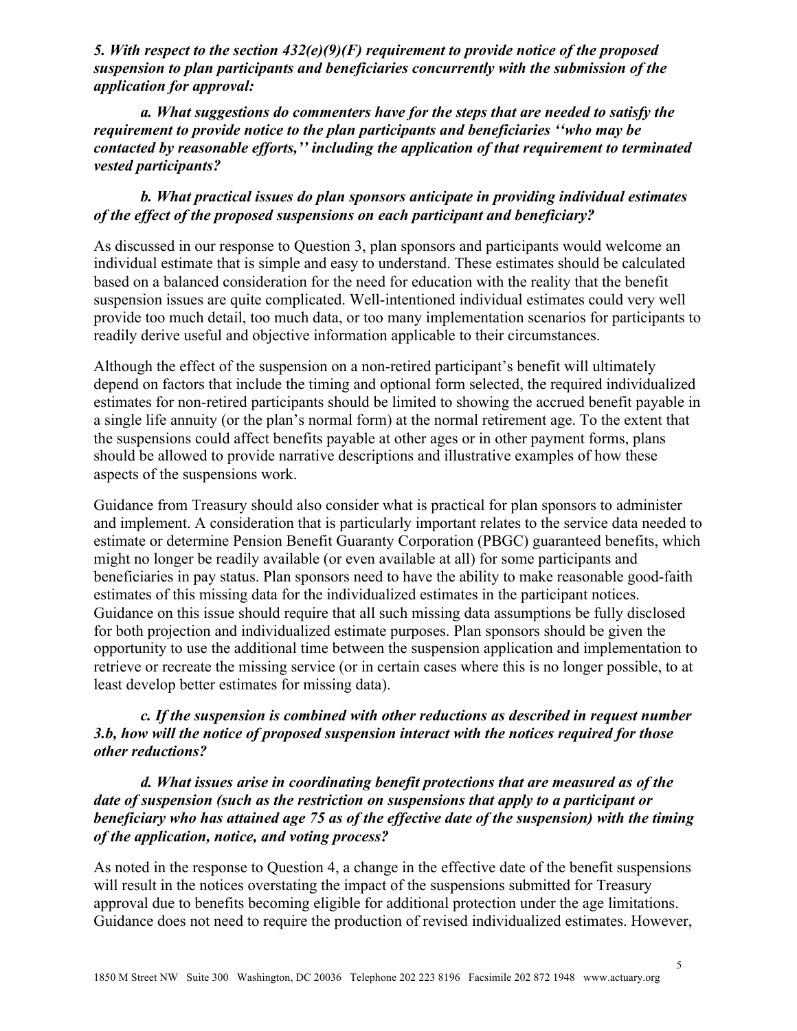***5. With respect to the section 432(e)(9)(F) requirement to provide notice of the proposed suspension to plan participants and beneficiaries concurrently with the submission of the application for approval:***

***a. What suggestions do commenters have for the steps that are needed to satisfy the requirement to provide notice to the plan participants and beneficiaries ''who may be contacted by reasonable efforts,'' including the application of that requirement to terminated vested participants?***

***b. What practical issues do plan sponsors anticipate in providing individual estimates of the effect of the proposed suspensions on each participant and beneficiary?***

As discussed in our response to Question 3, plan sponsors and participants would welcome an individual estimate that is simple and easy to understand. These estimates should be calculated based on a balanced consideration for the need for education with the reality that the benefit suspension issues are quite complicated. Well-intentioned individual estimates could very well provide too much detail, too much data, or too many implementation scenarios for participants to readily derive useful and objective information applicable to their circumstances.

Although the effect of the suspension on a non-retired participant's benefit will ultimately depend on factors that include the timing and optional form selected, the required individualized estimates for non-retired participants should be limited to showing the accrued benefit payable in a single life annuity (or the plan's normal form) at the normal retirement age. To the extent that the suspensions could affect benefits payable at other ages or in other payment forms, plans should be allowed to provide narrative descriptions and illustrative examples of how these aspects of the suspensions work.

Guidance from Treasury should also consider what is practical for plan sponsors to administer and implement. A consideration that is particularly important relates to the service data needed to estimate or determine Pension Benefit Guaranty Corporation (PBGC) guaranteed benefits, which might no longer be readily available (or even available at all) for some participants and beneficiaries in pay status. Plan sponsors need to have the ability to make reasonable good-faith estimates of this missing data for the individualized estimates in the participant notices. Guidance on this issue should require that all such missing data assumptions be fully disclosed for both projection and individualized estimate purposes. Plan sponsors should be given the opportunity to use the additional time between the suspension application and implementation to retrieve or recreate the missing service (or in certain cases where this is no longer possible, to at least develop better estimates for missing data).

***c. If the suspension is combined with other reductions as described in request number 3.b, how will the notice of proposed suspension interact with the notices required for those other reductions?***

***d. What issues arise in coordinating benefit protections that are measured as of the date of suspension (such as the restriction on suspensions that apply to a participant or beneficiary who has attained age 75 as of the effective date of the suspension) with the timing of the application, notice, and voting process?***

As noted in the response to Question 4, a change in the effective date of the benefit suspensions will result in the notices overstating the impact of the suspensions submitted for Treasury approval due to benefits becoming eligible for additional protection under the age limitations. Guidance does not need to require the production of revised individualized estimates. However,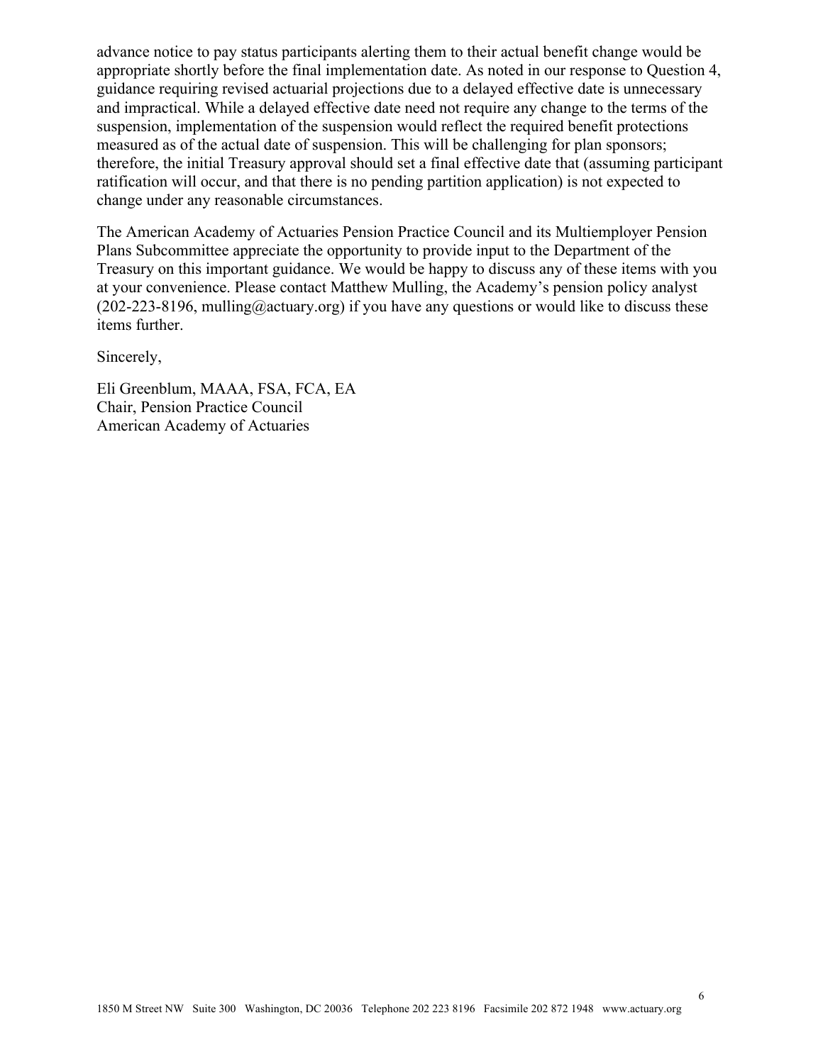advance notice to pay status participants alerting them to their actual benefit change would be appropriate shortly before the final implementation date. As noted in our response to Question 4, guidance requiring revised actuarial projections due to a delayed effective date is unnecessary and impractical. While a delayed effective date need not require any change to the terms of the suspension, implementation of the suspension would reflect the required benefit protections measured as of the actual date of suspension. This will be challenging for plan sponsors; therefore, the initial Treasury approval should set a final effective date that (assuming participant ratification will occur, and that there is no pending partition application) is not expected to change under any reasonable circumstances.

The American Academy of Actuaries Pension Practice Council and its Multiemployer Pension Plans Subcommittee appreciate the opportunity to provide input to the Department of the Treasury on this important guidance. We would be happy to discuss any of these items with you at your convenience. Please contact Matthew Mulling, the Academy's pension policy analyst (202-223-8196, mulling@actuary.org) if you have any questions or would like to discuss these items further.

Sincerely,

Eli Greenblum, MAAA, FSA, FCA, EA
Chair, Pension Practice Council
American Academy of Actuaries